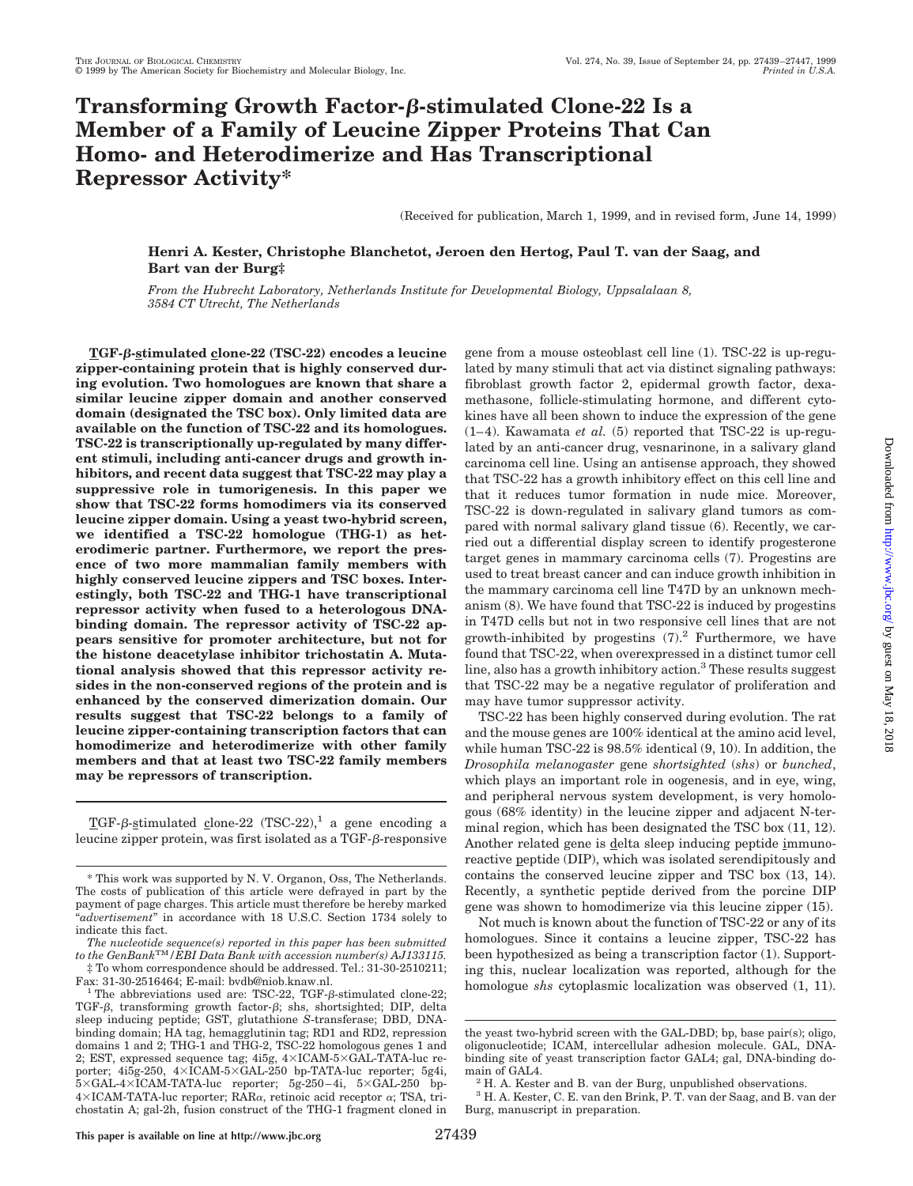# Transforming Growth Factor-β-stimulated Clone-22 Is a Member of a Family of Leucine Zipper Proteins That Can Homo- and Heterodimerize and Has Transcriptional Repressor Activity*

(Received for publication, March 1, 1999, and in revised form, June 14, 1999)

**Henri A. Kester, Christophe Blanchetot, Jeroen den Hertog, Paul T. van der Saag, and Bart van der Burg‡**

*From the Hubrecht Laboratory, Netherlands Institute for Developmental Biology, Uppsalalaan 8, 3584 CT Utrecht, The Netherlands*

**TGF-β-stimulated clone-22 (TSC-22) encodes a leucine zipper-containing protein that is highly conserved during evolution. Two homologues are known that share a similar leucine zipper domain and another conserved domain (designated the TSC box). Only limited data are available on the function of TSC-22 and its homologues. TSC-22 is transcriptionally up-regulated by many different stimuli, including anti-cancer drugs and growth inhibitors, and recent data suggest that TSC-22 may play a suppressive role in tumorigenesis. In this paper we show that TSC-22 forms homodimers via its conserved leucine zipper domain. Using a yeast two-hybrid screen, we identified a TSC-22 homologue (THG-1) as heterodimeric partner. Furthermore, we report the presence of two more mammalian family members with highly conserved leucine zippers and TSC boxes. Interestingly, both TSC-22 and THG-1 have transcriptional repressor activity when fused to a heterologous DNA-binding domain. The repressor activity of TSC-22 appears sensitive for promoter architecture, but not for the histone deacetylase inhibitor trichostatin A. Mutational analysis showed that this repressor activity resides in the non-conserved regions of the protein and is enhanced by the conserved dimerization domain. Our results suggest that TSC-22 belongs to a family of leucine zipper-containing transcription factors that can homodimerize and heterodimerize with other family members and that at least two TSC-22 family members may be repressors of transcription.**

TGF-β-stimulated clone-22 (TSC-22),[1] a gene encoding a leucine zipper protein, was first isolated as a TGF-β-responsive gene from a mouse osteoblast cell line (1). TSC-22 is up-regulated by many stimuli that act via distinct signaling pathways: fibroblast growth factor 2, epidermal growth factor, dexamethasone, follicle-stimulating hormone, and different cytokines have all been shown to induce the expression of the gene (1–4). Kawamata *et al.* (5) reported that TSC-22 is up-regulated by an anti-cancer drug, vesnarinone, in a salivary gland carcinoma cell line. Using an antisense approach, they showed that TSC-22 has a growth inhibitory effect on this cell line and that it reduces tumor formation in nude mice. Moreover, TSC-22 is down-regulated in salivary gland tumors as compared with normal salivary gland tissue (6). Recently, we carried out a differential display screen to identify progesterone target genes in mammary carcinoma cells (7). Progestins are used to treat breast cancer and can induce growth inhibition in the mammary carcinoma cell line T47D by an unknown mechanism (8). We have found that TSC-22 is induced by progestins in T47D cells but not in two responsive cell lines that are not growth-inhibited by progestins (7).[2] Furthermore, we have found that TSC-22, when overexpressed in a distinct tumor cell line, also has a growth inhibitory action.[3] These results suggest that TSC-22 may be a negative regulator of proliferation and may have tumor suppressor activity.

TSC-22 has been highly conserved during evolution. The rat and the mouse genes are 100% identical at the amino acid level, while human TSC-22 is 98.5% identical (9, 10). In addition, the *Drosophila melanogaster* gene *shortsighted* (*shs*) or *bunched*, which plays an important role in oogenesis, and in eye, wing, and peripheral nervous system development, is very homologous (68% identity) in the leucine zipper and adjacent N-terminal region, which has been designated the TSC box (11, 12). Another related gene is delta sleep inducing peptide immunoreactive peptide (DIP), which was isolated serendipitously and contains the conserved leucine zipper and TSC box (13, 14). Recently, a synthetic peptide derived from the porcine DIP gene was shown to homodimerize via this leucine zipper (15).

Not much is known about the function of TSC-22 or any of its homologues. Since it contains a leucine zipper, TSC-22 has been hypothesized as being a transcription factor (1). Supporting this, nuclear localization was reported, although for the homologue *shs* cytoplasmic localization was observed (1, 11).

---

\* This work was supported by N. V. Organon, Oss, The Netherlands. The costs of publication of this article were defrayed in part by the payment of page charges. This article must therefore be hereby marked "*advertisement*" in accordance with 18 U.S.C. Section 1734 solely to indicate this fact.

*The nucleotide sequence(s) reported in this paper has been submitted to the GenBank™/EBI Data Bank with accession number(s) AJ133115.*

‡ To whom correspondence should be addressed. Tel.: 31-30-2510211; Fax: 31-30-2516464; E-mail: bvdb@niob.knaw.nl.

[1] The abbreviations used are: TSC-22, TGF-β-stimulated clone-22; TGF-β, transforming growth factor-β; shs, shortsighted; DIP, delta sleep inducing peptide; GST, glutathione *S*-transferase; DBD, DNA-binding domain; HA tag, hemagglutinin tag; RD1 and RD2, repression domains 1 and 2; THG-1 and THG-2, TSC-22 homologous genes 1 and 2; EST, expressed sequence tag; 4i5g, 4×ICAM-5×GAL-TATA-luc reporter; 4i5g-250, 4×ICAM-5×GAL-250 bp-TATA-luc reporter; 5g4i, 5×GAL-4×ICAM-TATA-luc reporter; 5g-250–4i, 5×GAL-250 bp-4×ICAM-TATA-luc reporter; RARα, retinoic acid receptor α; TSA, trichostatin A; gal-2h, fusion construct of the THG-1 fragment cloned in the yeast two-hybrid screen with the GAL-DBD; bp, base pair(s); oligo, oligonucleotide; ICAM, intercellular adhesion molecule. GAL, DNA-binding site of yeast transcription factor GAL4; gal, DNA-binding domain of GAL4.

[2] H. A. Kester and B. van der Burg, unpublished observations.

[3] H. A. Kester, C. E. van den Brink, P. T. van der Saag, and B. van der Burg, manuscript in preparation.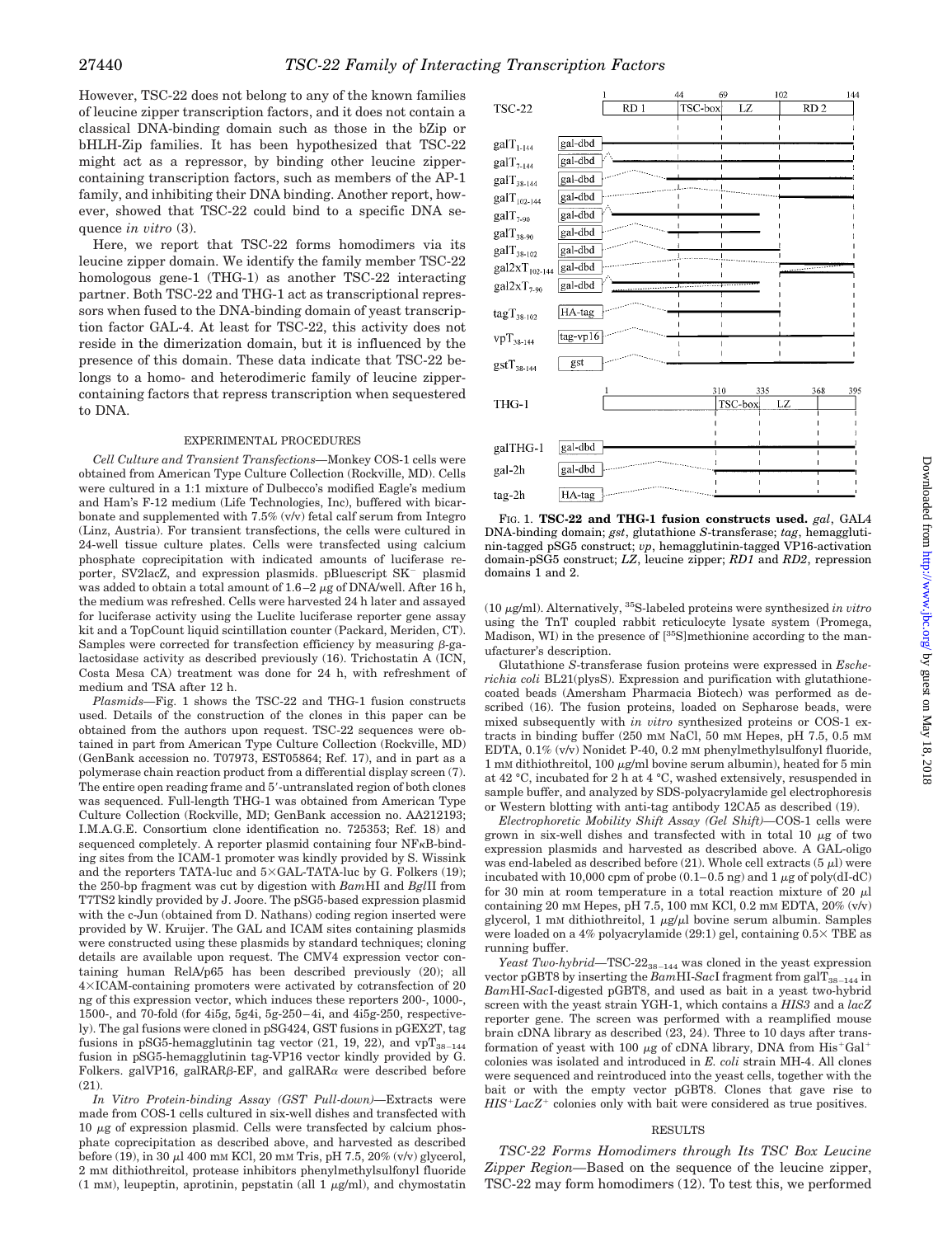However, TSC-22 does not belong to any of the known families of leucine zipper transcription factors, and it does not contain a classical DNA-binding domain such as those in the bZip or bHLH-Zip families. It has been hypothesized that TSC-22 might act as a repressor, by binding other leucine zipper-containing transcription factors, such as members of the AP-1 family, and inhibiting their DNA binding. Another report, however, showed that TSC-22 could bind to a specific DNA sequence *in vitro* (3).

Here, we report that TSC-22 forms homodimers via its leucine zipper domain. We identify the family member TSC-22 homologous gene-1 (THG-1) as another TSC-22 interacting partner. Both TSC-22 and THG-1 act as transcriptional repressors when fused to the DNA-binding domain of yeast transcription factor GAL-4. At least for TSC-22, this activity does not reside in the dimerization domain, but it is influenced by the presence of this domain. These data indicate that TSC-22 belongs to a homo- and heterodimeric family of leucine zipper-containing factors that repress transcription when sequestered to DNA.

## EXPERIMENTAL PROCEDURES

*Cell Culture and Transient Transfections*—Monkey COS-1 cells were obtained from American Type Culture Collection (Rockville, MD). Cells were cultured in a 1:1 mixture of Dulbecco's modified Eagle's medium and Ham's F-12 medium (Life Technologies, Inc), buffered with bicarbonate and supplemented with 7.5% (v/v) fetal calf serum from Integro (Linz, Austria). For transient transfections, the cells were cultured in 24-well tissue culture plates. Cells were transfected using calcium phosphate coprecipitation with indicated amounts of luciferase reporter, SV2lacZ, and expression plasmids. pBluescript SK$^-$ plasmid was added to obtain a total amount of 1.6–2 μg of DNA/well. After 16 h, the medium was refreshed. Cells were harvested 24 h later and assayed for luciferase activity using the Luclite luciferase reporter gene assay kit and a TopCount liquid scintillation counter (Packard, Meriden, CT). Samples were corrected for transfection efficiency by measuring β-galactosidase activity as described previously (16). Trichostatin A (ICN, Costa Mesa CA) treatment was done for 24 h, with refreshment of medium and TSA after 12 h.

*Plasmids*—Fig. 1 shows the TSC-22 and THG-1 fusion constructs used. Details of the construction of the clones in this paper can be obtained from the authors upon request. TSC-22 sequences were obtained in part from American Type Culture Collection (Rockville, MD) (GenBank accession no. T07973, EST05864; Ref. 17), and in part as a polymerase chain reaction product from a differential display screen (7). The entire open reading frame and 5′-untranslated region of both clones was sequenced. Full-length THG-1 was obtained from American Type Culture Collection (Rockville, MD; GenBank accession no. AA212193; I.M.A.G.E. Consortium clone identification no. 725353; Ref. 18) and sequenced completely. A reporter plasmid containing four NFκB-binding sites from the ICAM-1 promoter was kindly provided by S. Wissink and the reporters TATA-luc and 5×GAL-TATA-luc by G. Folkers (19); the 250-bp fragment was cut by digestion with *Bam*HI and *Bgl*II from T7TS2 kindly provided by J. Joore. The pSG5-based expression plasmid with the c-Jun (obtained from D. Nathans) coding region inserted were provided by W. Kruijer. The GAL and ICAM sites containing plasmids were constructed using these plasmids by standard techniques; cloning details are available upon request. The CMV4 expression vector containing human RelA/p65 has been described previously (20); all 4×ICAM-containing promoters were activated by cotransfection of 20 ng of this expression vector, which induces these reporters 200-, 1000-, 1500-, and 70-fold (for 4i5g, 5g4i, 5g-250–4i, and 4i5g-250, respectively). The gal fusions were cloned in pSG424, GST fusions in pGEX2T, tag fusions in pSG5-hemagglutinin tag vector (21, 19, 22), and vpT$_{38-144}$ fusion in pSG5-hemagglutinin tag-VP16 vector kindly provided by G. Folkers. galVP16, galRARβ-EF, and galRARα were described before (21).

*In Vitro Protein-binding Assay (GST Pull-down)*—Extracts were made from COS-1 cells cultured in six-well dishes and transfected with 10 μg of expression plasmid. Cells were transfected by calcium phosphate coprecipitation as described above, and harvested as described before (19), in 30 μl 400 mM KCl, 20 mM Tris, pH 7.5, 20% (v/v) glycerol, 2 mM dithiothreitol, protease inhibitors phenylmethylsulfonyl fluoride (1 mM), leupeptin, aprotinin, pepstatin (all 1 μg/ml), and chymostatin (10 μg/ml). Alternatively, $^{35}$S-labeled proteins were synthesized *in vitro* using the TnT coupled rabbit reticulocyte lysate system (Promega, Madison, WI) in the presence of [$^{35}$S]methionine according to the manufacturer's description.

Glutathione *S*-transferase fusion proteins were expressed in *Escherichia coli* BL21(plysS). Expression and purification with glutathione-coated beads (Amersham Pharmacia Biotech) was performed as described (16). The fusion proteins, loaded on Sepharose beads, were mixed subsequently with *in vitro* synthesized proteins or COS-1 extracts in binding buffer (250 mM NaCl, 50 mM Hepes, pH 7.5, 0.5 mM EDTA, 0.1% (v/v) Nonidet P-40, 0.2 mM phenylmethylsulfonyl fluoride, 1 mM dithiothreitol, 100 μg/ml bovine serum albumin), heated for 5 min at 42 °C, incubated for 2 h at 4 °C, washed extensively, resuspended in sample buffer, and analyzed by SDS-polyacrylamide gel electrophoresis or Western blotting with anti-tag antibody 12CA5 as described (19).

*Electrophoretic Mobility Shift Assay (Gel Shift)*—COS-1 cells were grown in six-well dishes and transfected with in total 10 μg of two expression plasmids and harvested as described above. A GAL-oligo was end-labeled as described before (21). Whole cell extracts (5 μl) were incubated with 10,000 cpm of probe (0.1–0.5 ng) and 1 μg of poly(dI-dC) for 30 min at room temperature in a total reaction mixture of 20 μl containing 20 mM Hepes, pH 7.5, 100 mM KCl, 0.2 mM EDTA, 20% (v/v) glycerol, 1 mM dithiothreitol, 1 μg/μl bovine serum albumin. Samples were loaded on a 4% polyacrylamide (29:1) gel, containing 0.5× TBE as running buffer.

*Yeast Two-hybrid*—TSC-22$_{38-144}$ was cloned in the yeast expression vector pGBT8 by inserting the *Bam*HI-*Sac*I fragment from galT$_{38-144}$ in *Bam*HI-*Sac*I-digested pGBT8, and used as bait in a yeast two-hybrid screen with the yeast strain YGH-1, which contains a *HIS3* and a *lacZ* reporter gene. The screen was performed with a reamplified mouse brain cDNA library as described (23, 24). Three to 10 days after transformation of yeast with 100 μg of cDNA library, DNA from His$^+$Gal$^+$ colonies was isolated and introduced in *E. coli* strain MH-4. All clones were sequenced and reintroduced into the yeast cells, together with the bait or with the empty vector pGBT8. Clones that gave rise to *HIS$^+$LacZ$^+$* colonies only with bait were considered as true positives.

FIG. 1. **TSC-22 and THG-1 fusion constructs used.** *gal*, GAL4 DNA-binding domain; *gst*, glutathione *S*-transferase; *tag*, hemagglutinin-tagged pSG5 construct; *vp*, hemagglutinin-tagged VP16-activation domain-pSG5 construct; *LZ*, leucine zipper; *RD1* and *RD2*, repression domains 1 and 2.

## RESULTS

*TSC-22 Forms Homodimers through Its TSC Box Leucine Zipper Region*—Based on the sequence of the leucine zipper, TSC-22 may form homodimers (12). To test this, we performed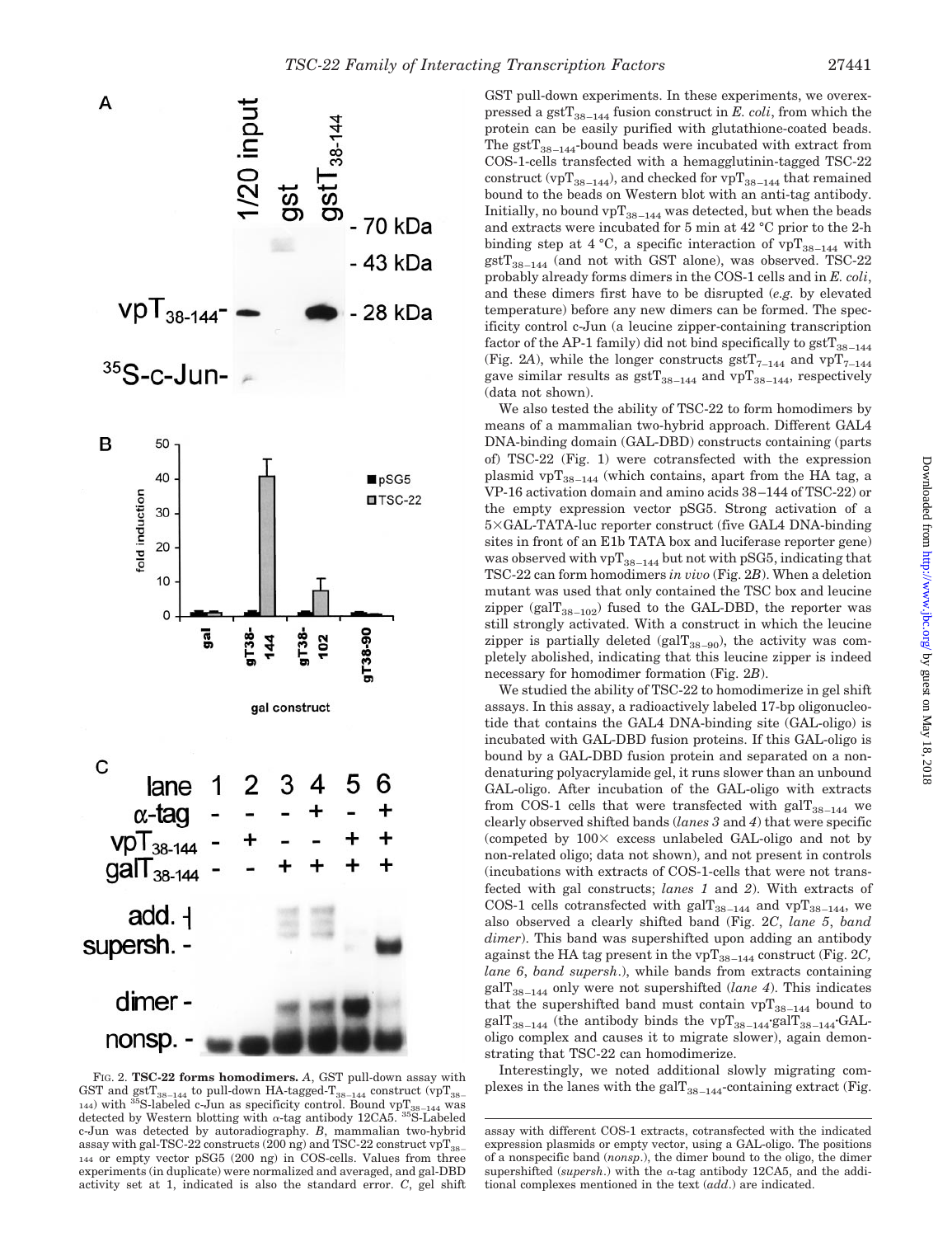GST pull-down experiments. In these experiments, we overexpressed a gst$T_{38-144}$ fusion construct in *E. coli*, from which the protein can be easily purified with glutathione-coated beads. The gst$T_{38-144}$-bound beads were incubated with extract from COS-1-cells transfected with a hemagglutinin-tagged TSC-22 construct (vp$T_{38-144}$), and checked for vp$T_{38-144}$ that remained bound to the beads on Western blot with an anti-tag antibody. Initially, no bound vp$T_{38-144}$ was detected, but when the beads and extracts were incubated for 5 min at 42 °C prior to the 2-h binding step at 4 °C, a specific interaction of vp$T_{38-144}$ with gst$T_{38-144}$ (and not with GST alone), was observed. TSC-22 probably already forms dimers in the COS-1 cells and in *E. coli*, and these dimers first have to be disrupted (*e.g.* by elevated temperature) before any new dimers can be formed. The specificity control c-Jun (a leucine zipper-containing transcription factor of the AP-1 family) did not bind specifically to gst$T_{38-144}$ (Fig. 2*A*), while the longer constructs gst$T_{7-144}$ and vp$T_{7-144}$ gave similar results as gst$T_{38-144}$ and vp$T_{38-144}$, respectively (data not shown).

We also tested the ability of TSC-22 to form homodimers by means of a mammalian two-hybrid approach. Different GAL4 DNA-binding domain (GAL-DBD) constructs containing (parts of) TSC-22 (Fig. 1) were cotransfected with the expression plasmid vp$T_{38-144}$ (which contains, apart from the HA tag, a VP-16 activation domain and amino acids 38–144 of TSC-22) or the empty expression vector pSG5. Strong activation of a 5×GAL-TATA-luc reporter construct (five GAL4 DNA-binding sites in front of an E1b TATA box and luciferase reporter gene) was observed with vp$T_{38-144}$ but not with pSG5, indicating that TSC-22 can form homodimers *in vivo* (Fig. 2*B*). When a deletion mutant was used that only contained the TSC box and leucine zipper (gal$T_{38-102}$) fused to the GAL-DBD, the reporter was still strongly activated. With a construct in which the leucine zipper is partially deleted (gal$T_{38-90}$), the activity was completely abolished, indicating that this leucine zipper is indeed necessary for homodimer formation (Fig. 2*B*).

We studied the ability of TSC-22 to homodimerize in gel shift assays. In this assay, a radioactively labeled 17-bp oligonucleotide that contains the GAL4 DNA-binding site (GAL-oligo) is incubated with GAL-DBD fusion proteins. If this GAL-oligo is bound by a GAL-DBD fusion protein and separated on a nondenaturing polyacrylamide gel, it runs slower than an unbound GAL-oligo. After incubation of the GAL-oligo with extracts from COS-1 cells that were transfected with gal$T_{38-144}$ we clearly observed shifted bands (*lanes 3* and *4*) that were specific (competed by 100× excess unlabeled GAL-oligo and not by non-related oligo; data not shown), and not present in controls (incubations with extracts of COS-1-cells that were not transfected with gal constructs; *lanes 1* and *2*). With extracts of COS-1 cells cotransfected with gal$T_{38-144}$ and vp$T_{38-144}$, we also observed a clearly shifted band (Fig. 2*C*, *lane 5*, *band dimer*). This band was supershifted upon adding an antibody against the HA tag present in the vp$T_{38-144}$ construct (Fig. 2*C, lane 6*, *band supersh.*), while bands from extracts containing gal$T_{38-144}$ only were not supershifted (*lane 4*). This indicates that the supershifted band must contain vp$T_{38-144}$ bound to gal$T_{38-144}$ (the antibody binds the vp$T_{38-144}$·gal$T_{38-144}$·GAL-oligo complex and causes it to migrate slower), again demonstrating that TSC-22 can homodimerize.

Interestingly, we noted additional slowly migrating complexes in the lanes with the gal$T_{38-144}$-containing extract (Fig.

FIG. 2. **TSC-22 forms homodimers.** *A*, GST pull-down assay with GST and gst$T_{38-144}$ to pull-down HA-tagged-$T_{38-144}$ construct (vp$T_{38-144}$) with $^{35}$S-labeled c-Jun as specificity control. Bound vp$T_{38-144}$ was detected by Western blotting with α-tag antibody 12CA5. $^{35}$S-Labeled c-Jun was detected by autoradiography. *B*, mammalian two-hybrid assay with gal-TSC-22 constructs (200 ng) and TSC-22 construct vp$T_{38-144}$ or empty vector pSG5 (200 ng) in COS-cells. Values from three experiments (in duplicate) were normalized and averaged, and gal-DBD activity set at 1, indicated is also the standard error. *C*, gel shift assay with different COS-1 extracts, cotransfected with the indicated expression plasmids or empty vector, using a GAL-oligo. The positions of a nonspecific band (*nonsp.*), the dimer bound to the oligo, the dimer supershifted (*supersh.*) with the α-tag antibody 12CA5, and the additional complexes mentioned in the text (*add.*) are indicated.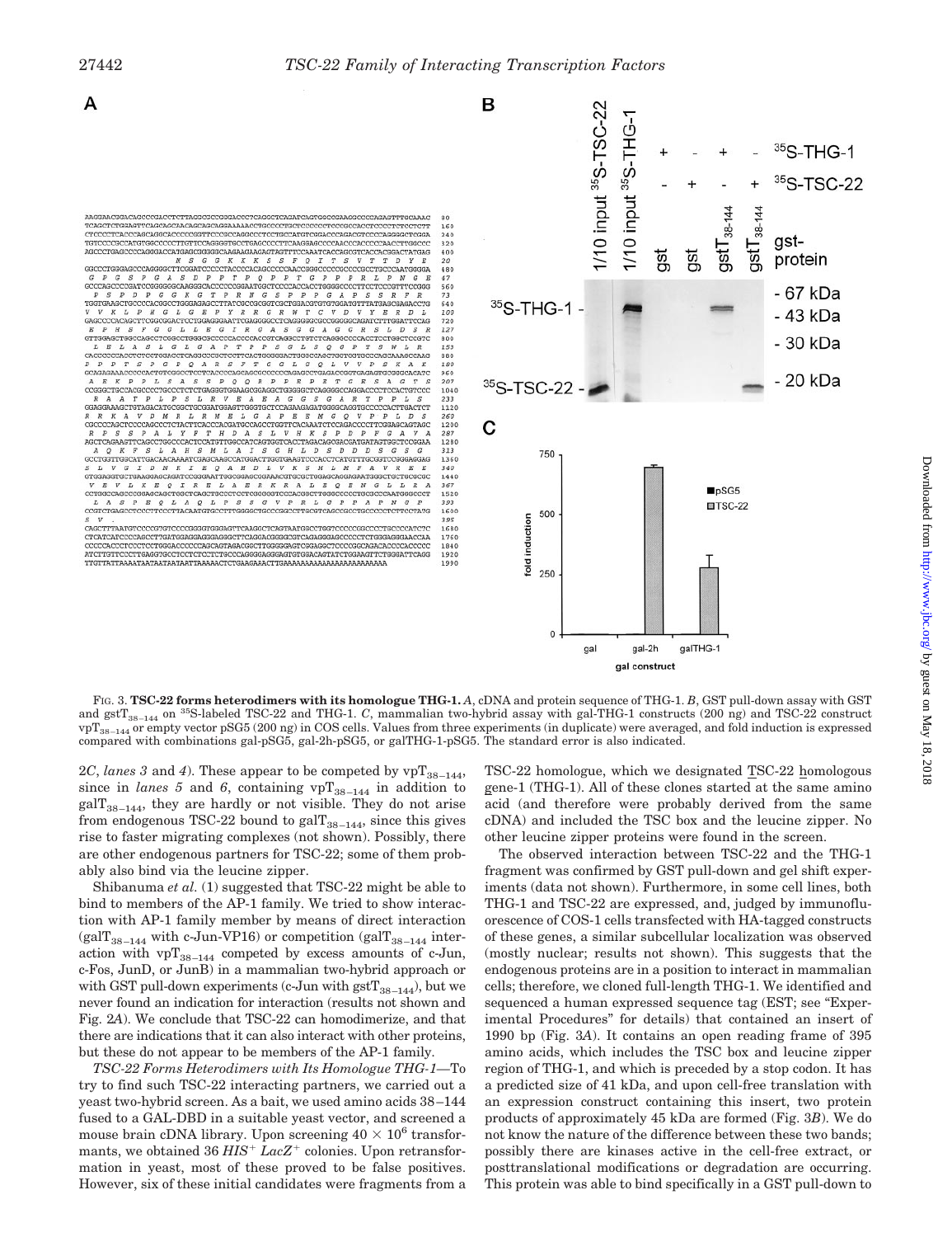FIG. 3. **TSC-22 forms heterodimers with its homologue THG-1.** *A*, cDNA and protein sequence of THG-1. *B*, GST pull-down assay with GST and gst$T_{38-144}$ on $^{35}$S-labeled TSC-22 and THG-1. *C*, mammalian two-hybrid assay with gal-THG-1 constructs (200 ng) and TSC-22 construct vp$T_{38-144}$ or empty vector pSG5 (200 ng) in COS cells. Values from three experiments (in duplicate) were averaged, and fold induction is expressed compared with combinations gal-pSG5, gal-2h-pSG5, or galTHG-1-pSG5. The standard error is also indicated.

2*C*, *lanes 3* and *4*). These appear to be competed by vp$T_{38-144}$, since in *lanes 5* and *6*, containing vp$T_{38-144}$ in addition to gal$T_{38-144}$, they are hardly or not visible. They do not arise from endogenous TSC-22 bound to gal$T_{38-144}$, since this gives rise to faster migrating complexes (not shown). Possibly, there are other endogenous partners for TSC-22; some of them probably also bind via the leucine zipper.

Shibanuma *et al.* (1) suggested that TSC-22 might be able to bind to members of the AP-1 family. We tried to show interaction with AP-1 family member by means of direct interaction (gal$T_{38-144}$ with c-Jun-VP16) or competition (gal$T_{38-144}$ interaction with vp$T_{38-144}$ competed by excess amounts of c-Jun, c-Fos, JunD, or JunB) in a mammalian two-hybrid approach or with GST pull-down experiments (c-Jun with gst$T_{38-144}$), but we never found an indication for interaction (results not shown and Fig. 2*A*). We conclude that TSC-22 can homodimerize, and that there are indications that it can also interact with other proteins, but these do not appear to be members of the AP-1 family.

*TSC-22 Forms Heterodimers with Its Homologue THG-1*—To try to find such TSC-22 interacting partners, we carried out a yeast two-hybrid screen. As a bait, we used amino acids 38–144 fused to a GAL-DBD in a suitable yeast vector, and screened a mouse brain cDNA library. Upon screening $40 \times 10^6$ transformants, we obtained 36 $HIS^+$ $LacZ^+$ colonies. Upon retransformation in yeast, most of these proved to be false positives. However, six of these initial candidates were fragments from a TSC-22 homologue, which we designated TSC-22 homologous gene-1 (THG-1). All of these clones started at the same amino acid (and therefore were probably derived from the same cDNA) and included the TSC box and the leucine zipper. No other leucine zipper proteins were found in the screen.

The observed interaction between TSC-22 and the THG-1 fragment was confirmed by GST pull-down and gel shift experiments (data not shown). Furthermore, in some cell lines, both THG-1 and TSC-22 are expressed, and, judged by immunofluorescence of COS-1 cells transfected with HA-tagged constructs of these genes, a similar subcellular localization was observed (mostly nuclear; results not shown). This suggests that the endogenous proteins are in a position to interact in mammalian cells; therefore, we cloned full-length THG-1. We identified and sequenced a human expressed sequence tag (EST; see "Experimental Procedures" for details) that contained an insert of 1990 bp (Fig. 3*A*). It contains an open reading frame of 395 amino acids, which includes the TSC box and leucine zipper region of THG-1, and which is preceded by a stop codon. It has a predicted size of 41 kDa, and upon cell-free translation with an expression construct containing this insert, two protein products of approximately 45 kDa are formed (Fig. 3*B*). We do not know the nature of the difference between these two bands; possibly there are kinases active in the cell-free extract, or posttranslational modifications or degradation are occurring. This protein was able to bind specifically in a GST pull-down to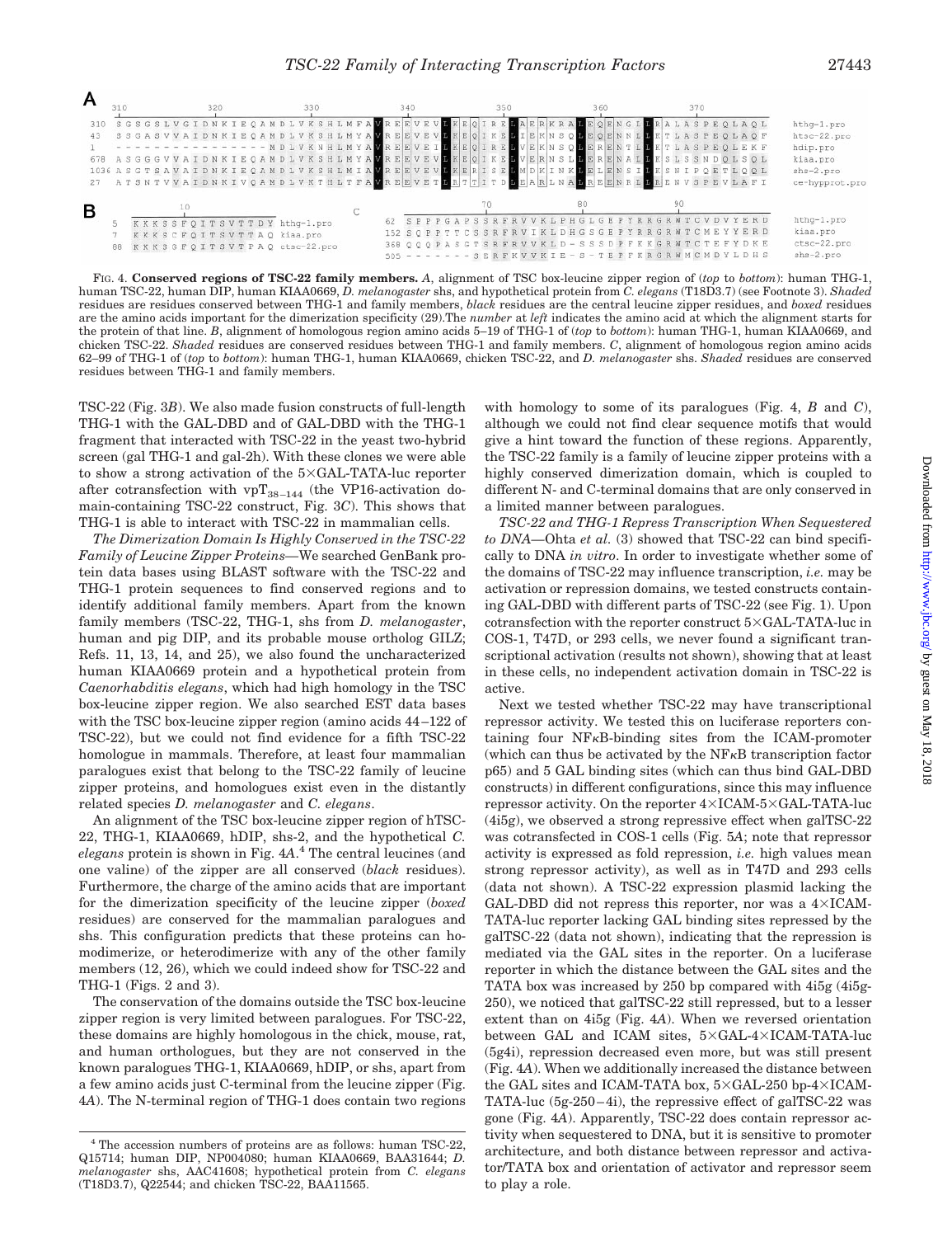A

| | 310 | 320 | 330 | 340 | 350 | 360 | 370 | |
|---|---|---|---|---|---|---|---|---|
| 310 | SGSGSLVGIDNKIEQAMDLVKSHLMFAVREEVEVLKEQIRELAERKRALEQENGLLRALASPEQLAQL | | | | | | | hthg-1.pro |
| 43 | SSGASVVAIDNKIEQAMDLVKSHLMYAVREEVEVLKEQIKELIEKNSQLEQENNLLKTLASPEQLAQF | | | | | | | htsc-22.pro |
| 1 | ---------------MDLVKNHLMYAVREEVEILKEQIRELVEKNSQLERENTLLKTLASPEQLEKF | | | | | | | hdip.pro |
| 678 | ASGGGVVAIDNKIEQAMDLVKSHLMYAVREEVEVLKEQIKELVERNSLLERENALLKSLSSNDQLSQL | | | | | | | kiaa.pro |
| 1036 | ASGTSAVAIDNKIEQAMDLVKSHLMIAVREEVEVLKERISELMDKINKLELENSILKSNIPQETLQQL | | | | | | | shs-2.pro |
| 27 | ATSNTVVAIDNKIVQAMDLVKTHLTFAVREEVETLRTITDLEARLNALREENRLLREN VSPEVLAFI | | | | | | | ce-hypprot.pro |

B

| | 10 | |
|---|---|---|
| 5 | KKKSSFQITSVTTDY | hthg-1.pro |
| 7 | KKKSCFQITSVTTAQ | kiaa.pro |
| 88 | KKKSGFQITSVTPAQ | ctsc-22.pro |

C

| | 70 | 80 | 90 | |
|---|---|---|---|---|
| 62 | SPPPGAPSSRFRVVKLPHGLGEPYRRGRWTCVDVYERD | | | hthg-1.pro |
| 152 | SQPPTTCSSRFRVIKLDHGSGEPYRRGRWTCMEYYERD | | | kiaa.pro |
| 368 | QQQPASGTSRFRVVKLD-SSSDPFKKGRWTCTEFYDKE | | | ctsc-22.pro |
| 505 | -------SERFKVVKIE-S-TEPFKRGRWMCMDYLDHS | | | shs-2.pro |

FIG. 4. **Conserved regions of TSC-22 family members.** *A*, alignment of TSC box-leucine zipper region of (*top* to *bottom*): human THG-1, human TSC-22, human DIP, human KIAA0669, *D. melanogaster* shs, and hypothetical protein from *C. elegans* (T18D3.7) (see Footnote 3). *Shaded* residues are residues conserved between THG-1 and family members, *black* residues are the central leucine zipper residues, and *boxed* residues are the amino acids important for the dimerization specificity (29).The *number* at *left* indicates the amino acid at which the alignment starts for the protein of that line. *B*, alignment of homologous region amino acids 5–19 of THG-1 of (*top* to *bottom*): human THG-1, human KIAA0669, and chicken TSC-22. *Shaded* residues are conserved residues between THG-1 and family members. *C*, alignment of homologous region amino acids 62–99 of THG-1 of (*top* to *bottom*): human THG-1, human KIAA0669, chicken TSC-22, and *D. melanogaster* shs. *Shaded* residues are conserved residues between THG-1 and family members.

TSC-22 (Fig. 3*B*). We also made fusion constructs of full-length THG-1 with the GAL-DBD and of GAL-DBD with the THG-1 fragment that interacted with TSC-22 in the yeast two-hybrid screen (gal THG-1 and gal-2h). With these clones we were able to show a strong activation of the 5×GAL-TATA-luc reporter after cotransfection with $vpT_{38-144}$ (the VP16-activation domain-containing TSC-22 construct, Fig. 3*C*). This shows that THG-1 is able to interact with TSC-22 in mammalian cells.

*The Dimerization Domain Is Highly Conserved in the TSC-22 Family of Leucine Zipper Proteins*—We searched GenBank protein data bases using BLAST software with the TSC-22 and THG-1 protein sequences to find conserved regions and to identify additional family members. Apart from the known family members (TSC-22, THG-1, shs from *D. melanogaster*, human and pig DIP, and its probable mouse ortholog GILZ; Refs. 11, 13, 14, and 25), we also found the uncharacterized human KIAA0669 protein and a hypothetical protein from *Caenorhabditis elegans*, which had high homology in the TSC box-leucine zipper region. We also searched EST data bases with the TSC box-leucine zipper region (amino acids 44–122 of TSC-22), but we could not find evidence for a fifth TSC-22 homologue in mammals. Therefore, at least four mammalian paralogues exist that belong to the TSC-22 family of leucine zipper proteins, and homologues exist even in the distantly related species *D. melanogaster* and *C. elegans*.

An alignment of the TSC box-leucine zipper region of hTSC-22, THG-1, KIAA0669, hDIP, shs-2, and the hypothetical *C. elegans* protein is shown in Fig. 4*A*.[4] The central leucines (and one valine) of the zipper are all conserved (*black* residues). Furthermore, the charge of the amino acids that are important for the dimerization specificity of the leucine zipper (*boxed* residues) are conserved for the mammalian paralogues and shs. This configuration predicts that these proteins can homodimerize, or heterodimerize with any of the other family members (12, 26), which we could indeed show for TSC-22 and THG-1 (Figs. 2 and 3).

The conservation of the domains outside the TSC box-leucine zipper region is very limited between paralogues. For TSC-22, these domains are highly homologous in the chick, mouse, rat, and human orthologues, but they are not conserved in the known paralogues THG-1, KIAA0669, hDIP, or shs, apart from a few amino acids just C-terminal from the leucine zipper (Fig. 4*A*). The N-terminal region of THG-1 does contain two regions with homology to some of its paralogues (Fig. 4, *B* and *C*), although we could not find clear sequence motifs that would give a hint toward the function of these regions. Apparently, the TSC-22 family is a family of leucine zipper proteins with a highly conserved dimerization domain, which is coupled to different N- and C-terminal domains that are only conserved in a limited manner between paralogues.

*TSC-22 and THG-1 Repress Transcription When Sequestered to DNA*—Ohta *et al.* (3) showed that TSC-22 can bind specifically to DNA *in vitro*. In order to investigate whether some of the domains of TSC-22 may influence transcription, *i.e.* may be activation or repression domains, we tested constructs containing GAL-DBD with different parts of TSC-22 (see Fig. 1). Upon cotransfection with the reporter construct 5×GAL-TATA-luc in COS-1, T47D, or 293 cells, we never found a significant transcriptional activation (results not shown), showing that at least in these cells, no independent activation domain in TSC-22 is active.

Next we tested whether TSC-22 may have transcriptional repressor activity. We tested this on luciferase reporters containing four NFκB-binding sites from the ICAM-promoter (which can thus be activated by the NFκB transcription factor p65) and 5 GAL binding sites (which can thus bind GAL-DBD constructs) in different configurations, since this may influence repressor activity. On the reporter 4×ICAM-5×GAL-TATA-luc (4i5g), we observed a strong repressive effect when galTSC-22 was cotransfected in COS-1 cells (Fig. 5*A*; note that repressor activity is expressed as fold repression, *i.e.* high values mean strong repressor activity), as well as in T47D and 293 cells (data not shown). A TSC-22 expression plasmid lacking the GAL-DBD did not repress this reporter, nor was a 4×ICAM-TATA-luc reporter lacking GAL binding sites repressed by the galTSC-22 (data not shown), indicating that the repression is mediated via the GAL sites in the reporter. On a luciferase reporter in which the distance between the GAL sites and the TATA box was increased by 250 bp compared with 4i5g (4i5g-250), we noticed that galTSC-22 still repressed, but to a lesser extent than on 4i5g (Fig. 4*A*). When we reversed orientation between GAL and ICAM sites, 5×GAL-4×ICAM-TATA-luc (5g4i), repression decreased even more, but was still present (Fig. 4*A*). When we additionally increased the distance between the GAL sites and ICAM-TATA box, 5×GAL-250 bp-4×ICAM-TATA-luc (5g-250–4i), the repressive effect of galTSC-22 was gone (Fig. 4*A*). Apparently, TSC-22 does contain repressor activity when sequestered to DNA, but it is sensitive to promoter architecture, and both distance between repressor and activator/TATA box and orientation of activator and repressor seem to play a role.

[4] The accession numbers of proteins are as follows: human TSC-22, Q15714; human DIP, NP004080; human KIAA0669, BAA31644; *D. melanogaster* shs, AAC41608; hypothetical protein from *C. elegans* (T18D3.7), Q22544; and chicken TSC-22, BAA11565.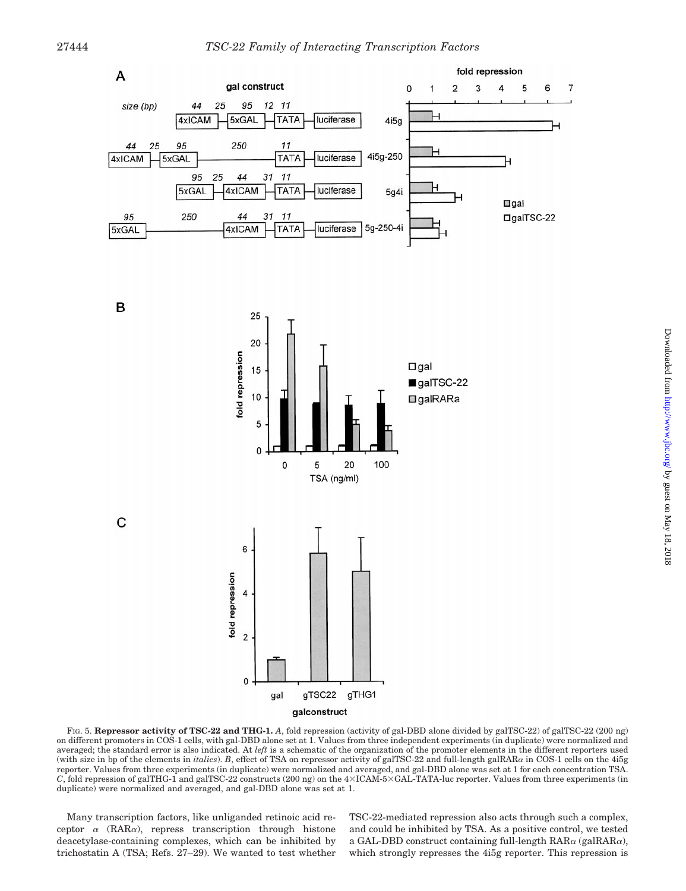FIG. 5. **Repressor activity of TSC-22 and THG-1.** *A*, fold repression (activity of gal-DBD alone divided by galTSC-22) of galTSC-22 (200 ng) on different promoters in COS-1 cells, with gal-DBD alone set at 1. Values from three independent experiments (in duplicate) were normalized and averaged; the standard error is also indicated. At *left* is a schematic of the organization of the promoter elements in the different reporters used (with size in bp of the elements in *italics*). *B*, effect of TSA on repressor activity of galTSC-22 and full-length galRARα in COS-1 cells on the 4i5g reporter. Values from three experiments (in duplicate) were normalized and averaged, and gal-DBD alone was set at 1 for each concentration TSA. *C*, fold repression of galTHG-1 and galTSC-22 constructs (200 ng) on the 4×ICAM-5×GAL-TATA-luc reporter. Values from three experiments (in duplicate) were normalized and averaged, and gal-DBD alone was set at 1.

Many transcription factors, like unliganded retinoic acid receptor α (RARα), repress transcription through histone deacetylase-containing complexes, which can be inhibited by trichostatin A (TSA; Refs. 27–29). We wanted to test whether TSC-22-mediated repression also acts through such a complex, and could be inhibited by TSA. As a positive control, we tested a GAL-DBD construct containing full-length RARα (galRARα), which strongly represses the 4i5g reporter. This repression is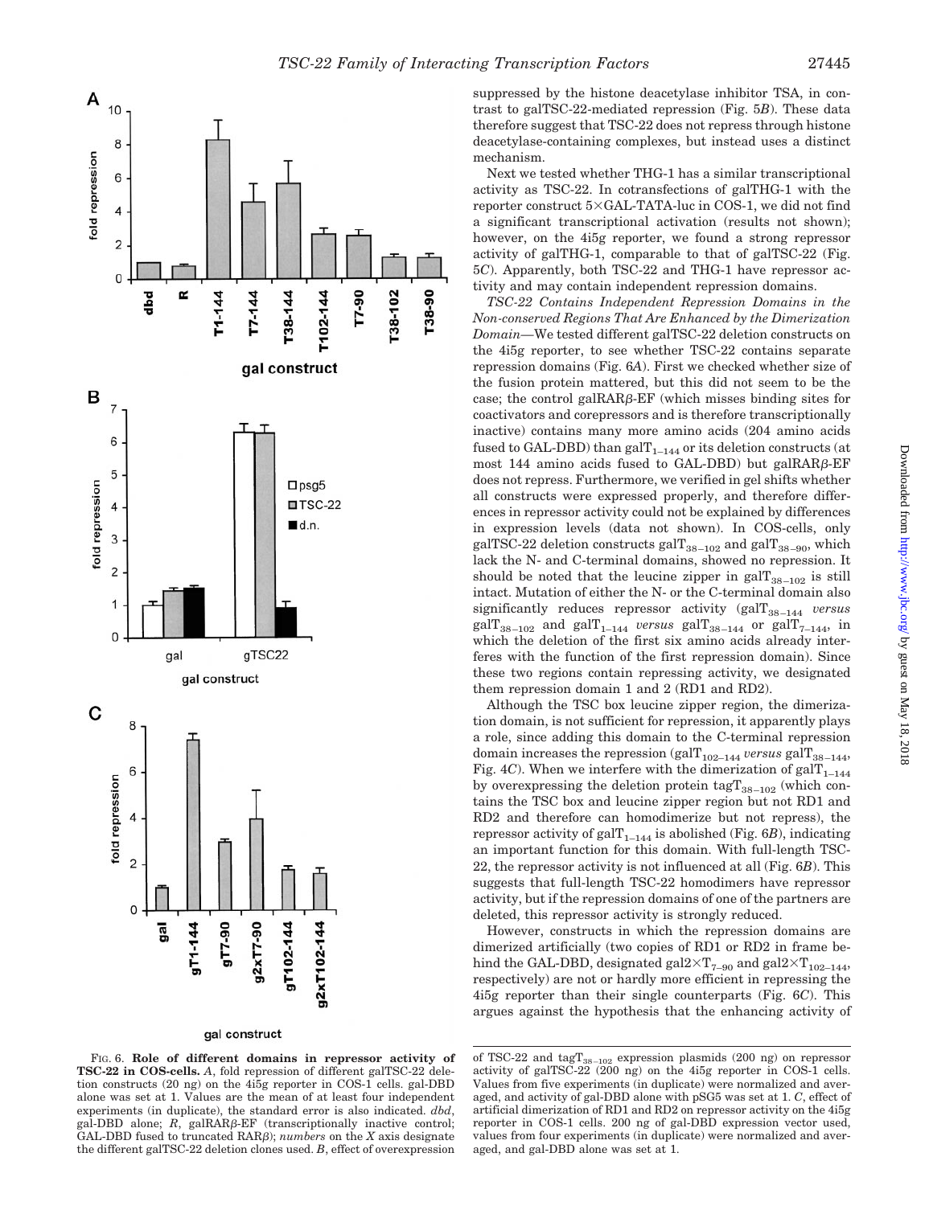suppressed by the histone deacetylase inhibitor TSA, in contrast to galTSC-22-mediated repression (Fig. 5*B*). These data therefore suggest that TSC-22 does not repress through histone deacetylase-containing complexes, but instead uses a distinct mechanism.

Next we tested whether THG-1 has a similar transcriptional activity as TSC-22. In cotransfections of galTHG-1 with the reporter construct 5×GAL-TATA-luc in COS-1, we did not find a significant transcriptional activation (results not shown); however, on the 4i5g reporter, we found a strong repressor activity of galTHG-1, comparable to that of galTSC-22 (Fig. 5*C*). Apparently, both TSC-22 and THG-1 have repressor activity and may contain independent repression domains.

*TSC-22 Contains Independent Repression Domains in the Non-conserved Regions That Are Enhanced by the Dimerization Domain*—We tested different galTSC-22 deletion constructs on the 4i5g reporter, to see whether TSC-22 contains separate repression domains (Fig. 6*A*). First we checked whether size of the fusion protein mattered, but this did not seem to be the case; the control galRARβ-EF (which misses binding sites for coactivators and corepressors and is therefore transcriptionally inactive) contains many more amino acids (204 amino acids fused to GAL-DBD) than $galT_{1-144}$ or its deletion constructs (at most 144 amino acids fused to GAL-DBD) but galRARβ-EF does not repress. Furthermore, we verified in gel shifts whether all constructs were expressed properly, and therefore differences in repressor activity could not be explained by differences in expression levels (data not shown). In COS-cells, only galTSC-22 deletion constructs $galT_{38-102}$ and $galT_{38-90}$, which lack the N- and C-terminal domains, showed no repression. It should be noted that the leucine zipper in $galT_{38-102}$ is still intact. Mutation of either the N- or the C-terminal domain also significantly reduces repressor activity ($galT_{38-144}$ *versus* $galT_{38-102}$ and $galT_{1-144}$ *versus* $galT_{38-144}$ or $galT_{7-144}$, in which the deletion of the first six amino acids already interferes with the function of the first repression domain). Since these two regions contain repressing activity, we designated them repression domain 1 and 2 (RD1 and RD2).

Although the TSC box leucine zipper region, the dimerization domain, is not sufficient for repression, it apparently plays a role, since adding this domain to the C-terminal repression domain increases the repression ($galT_{102-144}$ *versus* $galT_{38-144}$, Fig. 4*C*). When we interfere with the dimerization of $galT_{1-144}$ by overexpressing the deletion protein $tagT_{38-102}$ (which contains the TSC box and leucine zipper region but not RD1 and RD2 and therefore can homodimerize but not repress), the repressor activity of $galT_{1-144}$ is abolished (Fig. 6*B*), indicating an important function for this domain. With full-length TSC-22, the repressor activity is not influenced at all (Fig. 6*B*). This suggests that full-length TSC-22 homodimers have repressor activity, but if the repression domains of one of the partners are deleted, this repressor activity is strongly reduced.

However, constructs in which the repression domains are dimerized artificially (two copies of RD1 or RD2 in frame behind the GAL-DBD, designated $gal2{\times}T_{7-90}$ and $gal2{\times}T_{102-144}$, respectively) are not or hardly more efficient in repressing the 4i5g reporter than their single counterparts (Fig. 6*C*). This argues against the hypothesis that the enhancing activity of

FIG. 6. **Role of different domains in repressor activity of TSC-22 in COS-cells.** *A*, fold repression of different galTSC-22 deletion constructs (20 ng) on the 4i5g reporter in COS-1 cells. gal-DBD alone was set at 1. Values are the mean of at least four independent experiments (in duplicate), the standard error is also indicated. *dbd*, gal-DBD alone; *R*, galRARβ-EF (transcriptionally inactive control; GAL-DBD fused to truncated RARβ); *numbers* on the *X* axis designate the different galTSC-22 deletion clones used. *B*, effect of overexpression of TSC-22 and $tagT_{38-102}$ expression plasmids (200 ng) on repressor activity of galTSC-22 (200 ng) on the 4i5g reporter in COS-1 cells. Values from five experiments (in duplicate) were normalized and averaged, and activity of gal-DBD alone with pSG5 was set at 1. *C*, effect of artificial dimerization of RD1 and RD2 on repressor activity on the 4i5g reporter in COS-1 cells. 200 ng of gal-DBD expression vector used, values from four experiments (in duplicate) were normalized and averaged, and gal-DBD alone was set at 1.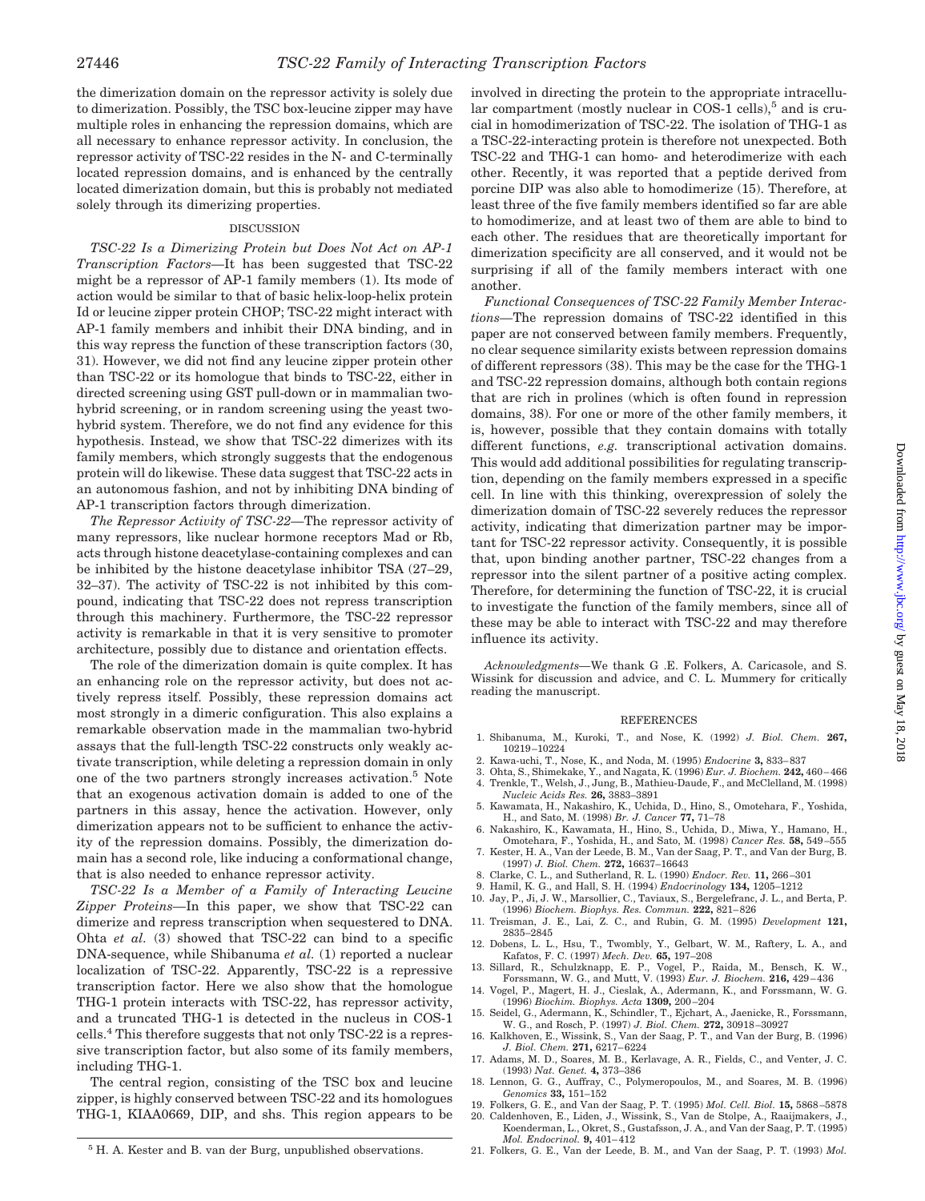the dimerization domain on the repressor activity is solely due to dimerization. Possibly, the TSC box-leucine zipper may have multiple roles in enhancing the repression domains, which are all necessary to enhance repressor activity. In conclusion, the repressor activity of TSC-22 resides in the N- and C-terminally located repression domains, and is enhanced by the centrally located dimerization domain, but this is probably not mediated solely through its dimerizing properties.

## DISCUSSION

*TSC-22 Is a Dimerizing Protein but Does Not Act on AP-1 Transcription Factors*—It has been suggested that TSC-22 might be a repressor of AP-1 family members (1). Its mode of action would be similar to that of basic helix-loop-helix protein Id or leucine zipper protein CHOP; TSC-22 might interact with AP-1 family members and inhibit their DNA binding, and in this way repress the function of these transcription factors (30, 31). However, we did not find any leucine zipper protein other than TSC-22 or its homologue that binds to TSC-22, either in directed screening using GST pull-down or in mammalian two-hybrid screening, or in random screening using the yeast two-hybrid system. Therefore, we do not find any evidence for this hypothesis. Instead, we show that TSC-22 dimerizes with its family members, which strongly suggests that the endogenous protein will do likewise. These data suggest that TSC-22 acts in an autonomous fashion, and not by inhibiting DNA binding of AP-1 transcription factors through dimerization.

*The Repressor Activity of TSC-22*—The repressor activity of many repressors, like nuclear hormone receptors Mad or Rb, acts through histone deacetylase-containing complexes and can be inhibited by the histone deacetylase inhibitor TSA (27–29, 32–37). The activity of TSC-22 is not inhibited by this compound, indicating that TSC-22 does not repress transcription through this machinery. Furthermore, the TSC-22 repressor activity is remarkable in that it is very sensitive to promoter architecture, possibly due to distance and orientation effects.

The role of the dimerization domain is quite complex. It has an enhancing role on the repressor activity, but does not actively repress itself. Possibly, these repression domains act most strongly in a dimeric configuration. This also explains a remarkable observation made in the mammalian two-hybrid assays that the full-length TSC-22 constructs only weakly activate transcription, while deleting a repression domain in only one of the two partners strongly increases activation.[5] Note that an exogenous activation domain is added to one of the partners in this assay, hence the activation. However, only dimerization appears not to be sufficient to enhance the activity of the repression domains. Possibly, the dimerization domain has a second role, like inducing a conformational change, that is also needed to enhance repressor activity.

*TSC-22 Is a Member of a Family of Interacting Leucine Zipper Proteins*—In this paper, we show that TSC-22 can dimerize and repress transcription when sequestered to DNA. Ohta *et al.* (3) showed that TSC-22 can bind to a specific DNA-sequence, while Shibanuma *et al.* (1) reported a nuclear localization of TSC-22. Apparently, TSC-22 is a repressive transcription factor. Here we also show that the homologue THG-1 protein interacts with TSC-22, has repressor activity, and a truncated THG-1 is detected in the nucleus in COS-1 cells.[4] This therefore suggests that not only TSC-22 is a repressive transcription factor, but also some of its family members, including THG-1.

The central region, consisting of the TSC box and leucine zipper, is highly conserved between TSC-22 and its homologues THG-1, KIAA0669, DIP, and shs. This region appears to be involved in directing the protein to the appropriate intracellular compartment (mostly nuclear in COS-1 cells),[5] and is crucial in homodimerization of TSC-22. The isolation of THG-1 as a TSC-22-interacting protein is therefore not unexpected. Both TSC-22 and THG-1 can homo- and heterodimerize with each other. Recently, it was reported that a peptide derived from porcine DIP was also able to homodimerize (15). Therefore, at least three of the five family members identified so far are able to homodimerize, and at least two of them are able to bind to each other. The residues that are theoretically important for dimerization specificity are all conserved, and it would not be surprising if all of the family members interact with one another.

*Functional Consequences of TSC-22 Family Member Interactions*—The repression domains of TSC-22 identified in this paper are not conserved between family members. Frequently, no clear sequence similarity exists between repression domains of different repressors (38). This may be the case for the THG-1 and TSC-22 repression domains, although both contain regions that are rich in prolines (which is often found in repression domains, 38). For one or more of the other family members, it is, however, possible that they contain domains with totally different functions, *e.g.* transcriptional activation domains. This would add additional possibilities for regulating transcription, depending on the family members expressed in a specific cell. In line with this thinking, overexpression of solely the dimerization domain of TSC-22 severely reduces the repressor activity, indicating that dimerization partner may be important for TSC-22 repressor activity. Consequently, it is possible that, upon binding another partner, TSC-22 changes from a repressor into the silent partner of a positive acting complex. Therefore, for determining the function of TSC-22, it is crucial to investigate the function of the family members, since all of these may be able to interact with TSC-22 and may therefore influence its activity.

*Acknowledgments*—We thank G .E. Folkers, A. Caricasole, and S. Wissink for discussion and advice, and C. L. Mummery for critically reading the manuscript.

## REFERENCES

1. Shibanuma, M., Kuroki, T., and Nose, K. (1992) *J. Biol. Chem.* **267,** 10219–10224
2. Kawa-uchi, T., Nose, K., and Noda, M. (1995) *Endocrine* **3,** 833–837
3. Ohta, S., Shimekake, Y., and Nagata, K. (1996) *Eur. J. Biochem.* **242,** 460–466
4. Trenkle, T., Welsh, J., Jung, B., Mathieu-Daude, F., and McClelland, M. (1998) *Nucleic Acids Res.* **26,** 3883–3891
5. Kawamata, H., Nakashiro, K., Uchida, D., Hino, S., Omotehara, F., Yoshida, H., and Sato, M. (1998) *Br. J. Cancer* **77,** 71–78
6. Nakashiro, K., Kawamata, H., Hino, S., Uchida, D., Miwa, Y., Hamano, H., Omotehara, F., Yoshida, H., and Sato, M. (1998) *Cancer Res.* **58,** 549–555
7. Kester, H. A., Van der Leede, B. M., Van der Saag, P. T., and Van der Burg, B. (1997) *J. Biol. Chem.* **272,** 16637–16643
8. Clarke, C. L., and Sutherland, R. L. (1990) *Endocr. Rev.* **11,** 266–301
9. Hamil, K. G., and Hall, S. H. (1994) *Endocrinology* **134,** 1205–1212
10. Jay, P., Ji, J. W., Marsollier, C., Taviaux, S., Bergelefranc, J. L., and Berta, P. (1996) *Biochem. Biophys. Res. Commun.* **222,** 821–826
11. Treisman, J. E., Lai, Z. C., and Rubin, G. M. (1995) *Development* **121,** 2835–2845
12. Dobens, L. L., Hsu, T., Twombly, Y., Gelbart, W. M., Raftery, L. A., and Kafatos, F. C. (1997) *Mech. Dev.* **65,** 197–208
13. Sillard, R., Schulzknapp, E. P., Vogel, P., Raida, M., Bensch, K. W., Forssmann, W. G., and Mutt, V. (1993) *Eur. J. Biochem.* **216,** 429–436
14. Vogel, P., Magert, H. J., Cieslak, A., Adermann, K., and Forssmann, W. G. (1996) *Biochim. Biophys. Acta* **1309,** 200–204
15. Seidel, G., Adermann, K., Schindler, T., Ejchart, A., Jaenicke, R., Forssmann, W. G., and Rosch, P. (1997) *J. Biol. Chem.* **272,** 30918–30927
16. Kalkhoven, E., Wissink, S., Van der Saag, P. T., and Van der Burg, B. (1996) *J. Biol. Chem.* **271,** 6217–6224
17. Adams, M. D., Soares, M. B., Kerlavage, A. R., Fields, C., and Venter, J. C. (1993) *Nat. Genet.* **4,** 373–386
18. Lennon, G. G., Auffray, C., Polymeropoulos, M., and Soares, M. B. (1996) *Genomics* **33,** 151–152
19. Folkers, G. E., and Van der Saag, P. T. (1995) *Mol. Cell. Biol.* **15,** 5868–5878
20. Caldenhoven, E., Liden, J., Wissink, S., Van de Stolpe, A., Raaijmakers, J., Koenderman, L., Okret, S., Gustafsson, J. A., and Van der Saag, P. T. (1995) *Mol. Endocrinol.* **9,** 401–412
21. Folkers, G. E., Van der Leede, B. M., and Van der Saag, P. T. (1993) *Mol.*

[5] H. A. Kester and B. van der Burg, unpublished observations.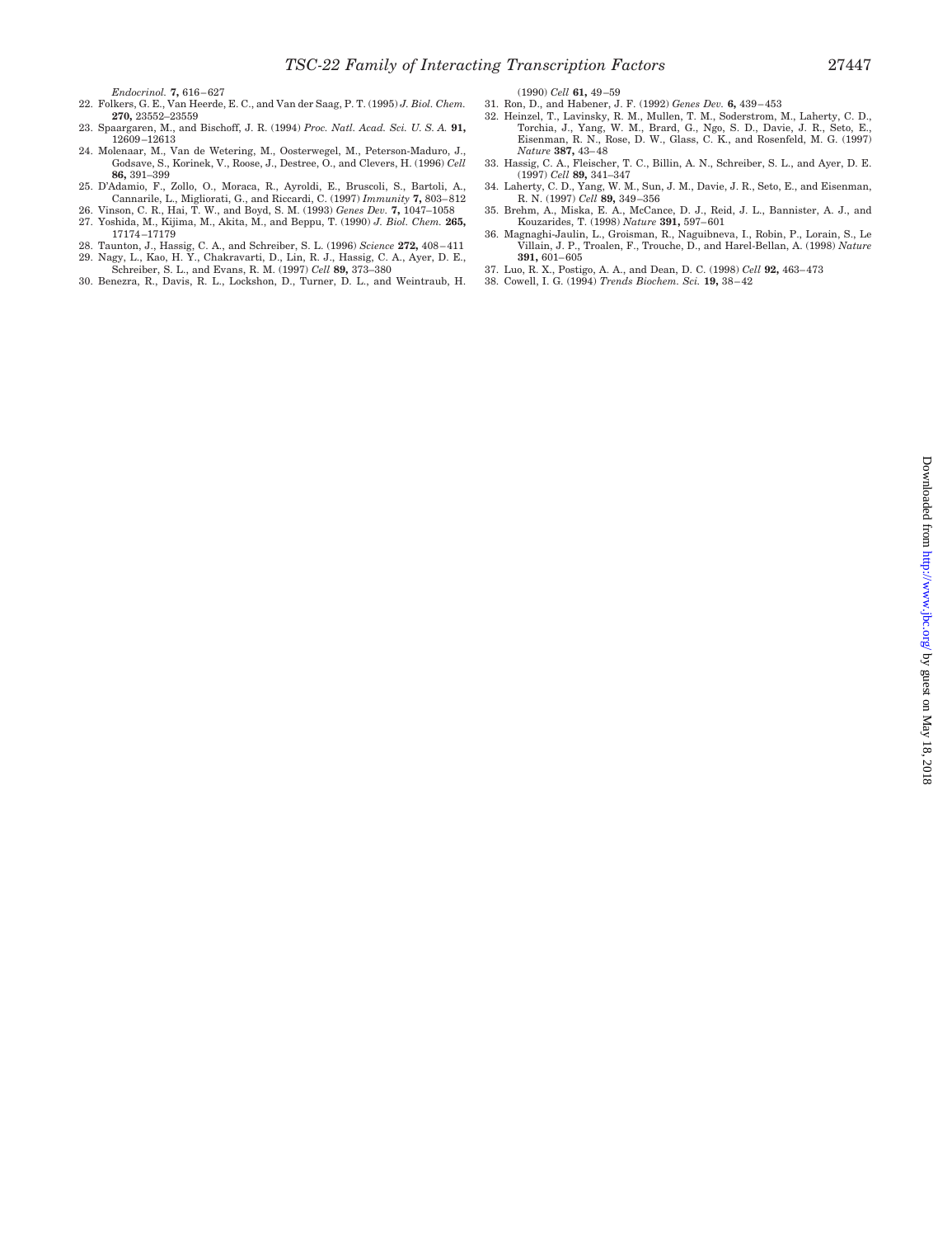*Endocrinol.* **7,** 616–627

22. Folkers, G. E., Van Heerde, E. C., and Van der Saag, P. T. (1995) *J. Biol. Chem.* **270,** 23552–23559
23. Spaargaren, M., and Bischoff, J. R. (1994) *Proc. Natl. Acad. Sci. U. S. A.* **91,** 12609–12613
24. Molenaar, M., Van de Wetering, M., Oosterwegel, M., Peterson-Maduro, J., Godsave, S., Korinek, V., Roose, J., Destree, O., and Clevers, H. (1996) *Cell* **86,** 391–399
25. D'Adamio, F., Zollo, O., Moraca, R., Ayroldi, E., Bruscoli, S., Bartoli, A., Cannarile, L., Migliorati, G., and Riccardi, C. (1997) *Immunity* **7,** 803–812
26. Vinson, C. R., Hai, T. W., and Boyd, S. M. (1993) *Genes Dev.* **7,** 1047–1058
27. Yoshida, M., Kijima, M., Akita, M., and Beppu, T. (1990) *J. Biol. Chem.* **265,** 17174–17179
28. Taunton, J., Hassig, C. A., and Schreiber, S. L. (1996) *Science* **272,** 408–411
29. Nagy, L., Kao, H. Y., Chakravarti, D., Lin, R. J., Hassig, C. A., Ayer, D. E., Schreiber, S. L., and Evans, R. M. (1997) *Cell* **89,** 373–380
30. Benezra, R., Davis, R. L., Lockshon, D., Turner, D. L., and Weintraub, H. (1990) *Cell* **61,** 49–59
31. Ron, D., and Habener, J. F. (1992) *Genes Dev.* **6,** 439–453
32. Heinzel, T., Lavinsky, R. M., Mullen, T. M., Soderstrom, M., Laherty, C. D., Torchia, J., Yang, W. M., Brard, G., Ngo, S. D., Davie, J. R., Seto, E., Eisenman, R. N., Rose, D. W., Glass, C. K., and Rosenfeld, M. G. (1997) *Nature* **387,** 43–48
33. Hassig, C. A., Fleischer, T. C., Billin, A. N., Schreiber, S. L., and Ayer, D. E. (1997) *Cell* **89,** 341–347
34. Laherty, C. D., Yang, W. M., Sun, J. M., Davie, J. R., Seto, E., and Eisenman, R. N. (1997) *Cell* **89,** 349–356
35. Brehm, A., Miska, E. A., McCance, D. J., Reid, J. L., Bannister, A. J., and Kouzarides, T. (1998) *Nature* **391,** 597–601
36. Magnaghi-Jaulin, L., Groisman, R., Naguibneva, I., Robin, P., Lorain, S., Le Villain, J. P., Troalen, F., Trouche, D., and Harel-Bellan, A. (1998) *Nature* **391,** 601–605
37. Luo, R. X., Postigo, A. A., and Dean, D. C. (1998) *Cell* **92,** 463–473
38. Cowell, I. G. (1994) *Trends Biochem. Sci.* **19,** 38–42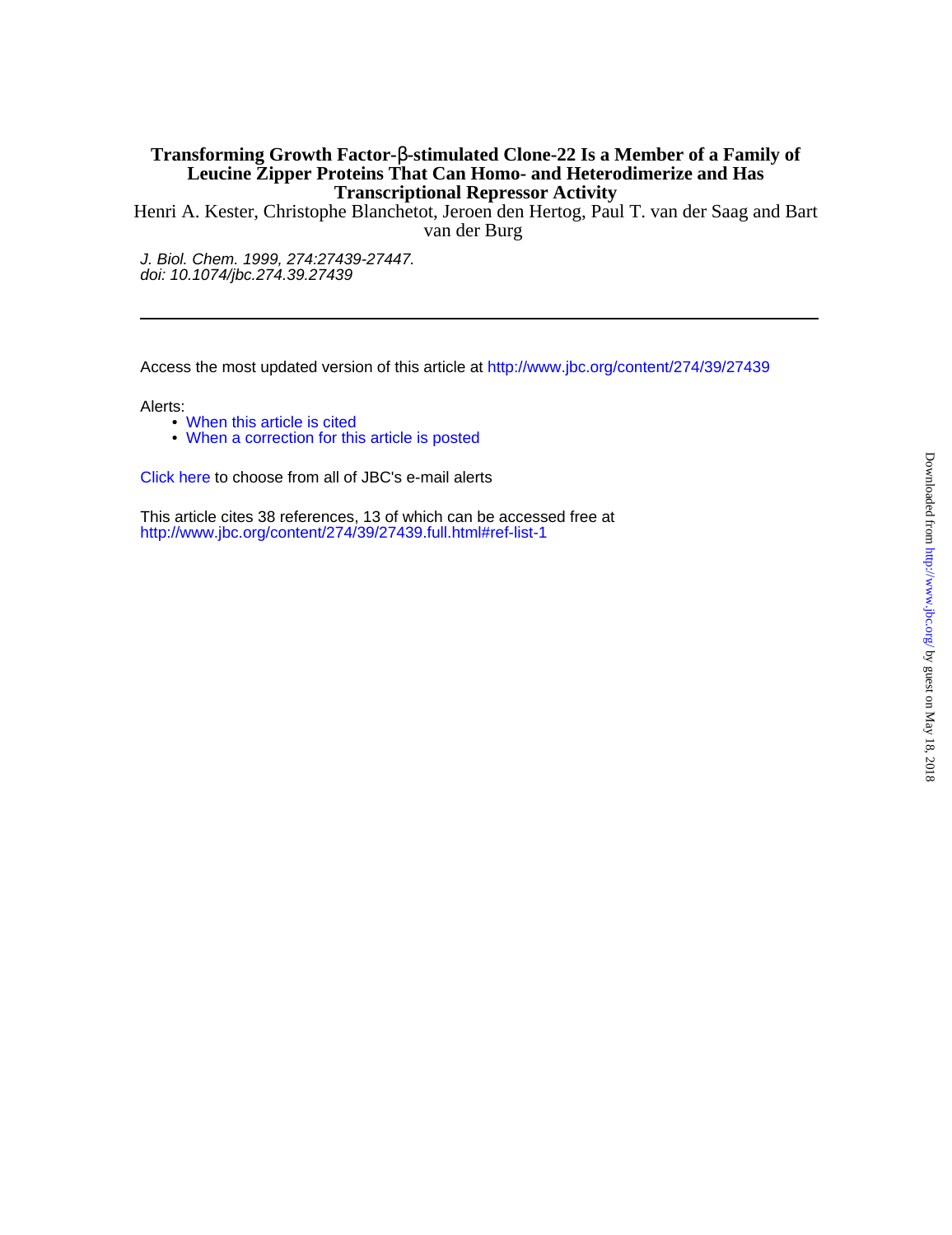# Transforming Growth Factor-β-stimulated Clone-22 Is a Member of a Family of Leucine Zipper Proteins That Can Homo- and Heterodimerize and Has Transcriptional Repressor Activity

Henri A. Kester, Christophe Blanchetot, Jeroen den Hertog, Paul T. van der Saag and Bart van der Burg

*J. Biol. Chem. 1999, 274:27439-27447.*
*doi: 10.1074/jbc.274.39.27439*

---

Access the most updated version of this article at http://www.jbc.org/content/274/39/27439

Alerts:

- When this article is cited
- When a correction for this article is posted

Click here to choose from all of JBC's e-mail alerts

This article cites 38 references, 13 of which can be accessed free at http://www.jbc.org/content/274/39/27439.full.html#ref-list-1

Downloaded from http://www.jbc.org/ by guest on May 18, 2018